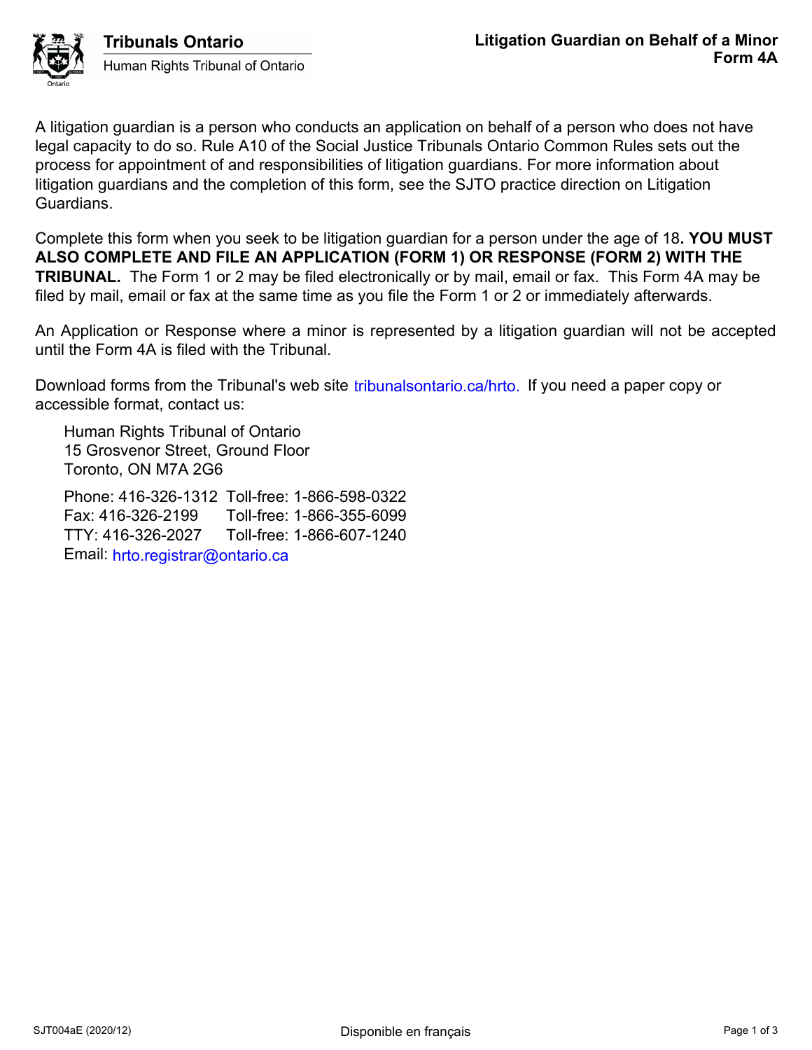**Tribunals Ontario**
Human Rights Tribunal of Ontario

# Litigation Guardian on Behalf of a Minor
# Form 4A

A litigation guardian is a person who conducts an application on behalf of a person who does not have legal capacity to do so. Rule A10 of the Social Justice Tribunals Ontario Common Rules sets out the process for appointment of and responsibilities of litigation guardians. For more information about litigation guardians and the completion of this form, see the SJTO practice direction on Litigation Guardians.

Complete this form when you seek to be litigation guardian for a person under the age of 18**. YOU MUST ALSO COMPLETE AND FILE AN APPLICATION (FORM 1) OR RESPONSE (FORM 2) WITH THE TRIBUNAL.** The Form 1 or 2 may be filed electronically or by mail, email or fax. This Form 4A may be filed by mail, email or fax at the same time as you file the Form 1 or 2 or immediately afterwards.

An Application or Response where a minor is represented by a litigation guardian will not be accepted until the Form 4A is filed with the Tribunal.

Download forms from the Tribunal's web site tribunalsontario.ca/hrto. If you need a paper copy or accessible format, contact us:

Human Rights Tribunal of Ontario
15 Grosvenor Street, Ground Floor
Toronto, ON M7A 2G6

Phone: 416-326-1312 Toll-free: 1-866-598-0322
Fax: 416-326-2199 Toll-free: 1-866-355-6099
TTY: 416-326-2027 Toll-free: 1-866-607-1240
Email: hrto.registrar@ontario.ca

SJT004aE (2020/12)

Disponible en français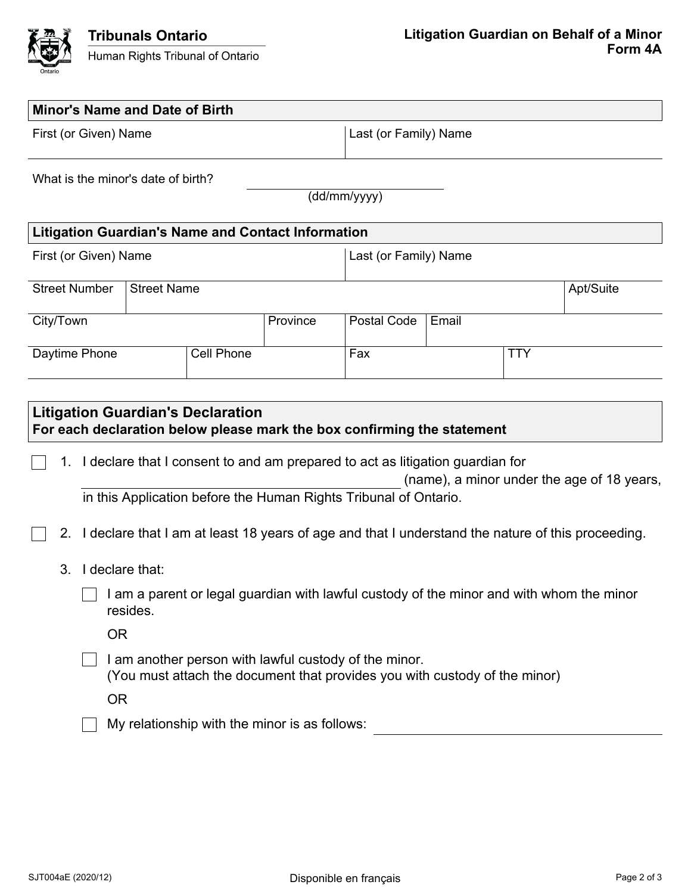**Tribunals Ontario**
Human Rights Tribunal of Ontario

**Litigation Guardian on Behalf of a Minor**
**Form 4A**

## Minor's Name and Date of Birth

| First (or Given) Name | Last (or Family) Name |
|---|---|
| | |

What is the minor's date of birth? ____________________
(dd/mm/yyyy)

## Litigation Guardian's Name and Contact Information

| First (or Given) Name | Last (or Family) Name |
|---|---|
| | |

| Street Number | Street Name | Apt/Suite |
|---|---|---|
| | | |

| City/Town | Province | Postal Code | Email |
|---|---|---|---|
| | | | |

| Daytime Phone | Cell Phone | Fax | TTY |
|---|---|---|---|
| | | | |

## Litigation Guardian's Declaration
**For each declaration below please mark the box confirming the statement**

☐ 1. I declare that I consent to and am prepared to act as litigation guardian for ____________________ (name), a minor under the age of 18 years, in this Application before the Human Rights Tribunal of Ontario.

☐ 2. I declare that I am at least 18 years of age and that I understand the nature of this proceeding.

3. I declare that:

☐ I am a parent or legal guardian with lawful custody of the minor and with whom the minor resides.

OR

☐ I am another person with lawful custody of the minor.
(You must attach the document that provides you with custody of the minor)

OR

☐ My relationship with the minor is as follows: ____________________

SJT004aE (2020/12) Disponible en français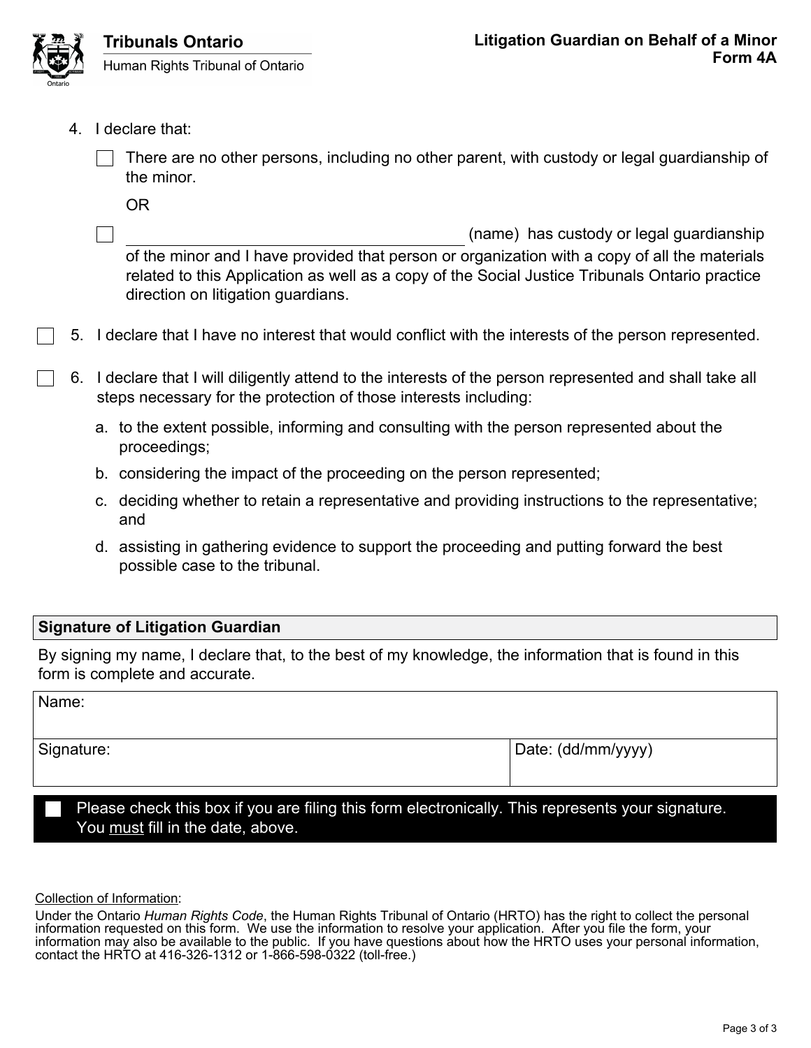4. I declare that:

   ☐ There are no other persons, including no other parent, with custody or legal guardianship of the minor.

   OR

   ☐ ______________________________ (name) has custody or legal guardianship of the minor and I have provided that person or organization with a copy of all the materials related to this Application as well as a copy of the Social Justice Tribunals Ontario practice direction on litigation guardians.

☐ 5. I declare that I have no interest that would conflict with the interests of the person represented.

☐ 6. I declare that I will diligently attend to the interests of the person represented and shall take all steps necessary for the protection of those interests including:

   a. to the extent possible, informing and consulting with the person represented about the proceedings;

   b. considering the impact of the proceeding on the person represented;

   c. deciding whether to retain a representative and providing instructions to the representative; and

   d. assisting in gathering evidence to support the proceeding and putting forward the best possible case to the tribunal.

## Signature of Litigation Guardian

By signing my name, I declare that, to the best of my knowledge, the information that is found in this form is complete and accurate.

| | |
|---|---|
| Name: | |
| Signature: | Date: (dd/mm/yyyy) |

☐ Please check this box if you are filing this form electronically. This represents your signature. You must fill in the date, above.

Collection of Information:

Under the Ontario *Human Rights Code*, the Human Rights Tribunal of Ontario (HRTO) has the right to collect the personal information requested on this form. We use the information to resolve your application. After you file the form, your information may also be available to the public. If you have questions about how the HRTO uses your personal information, contact the HRTO at 416-326-1312 or 1-866-598-0322 (toll-free.)